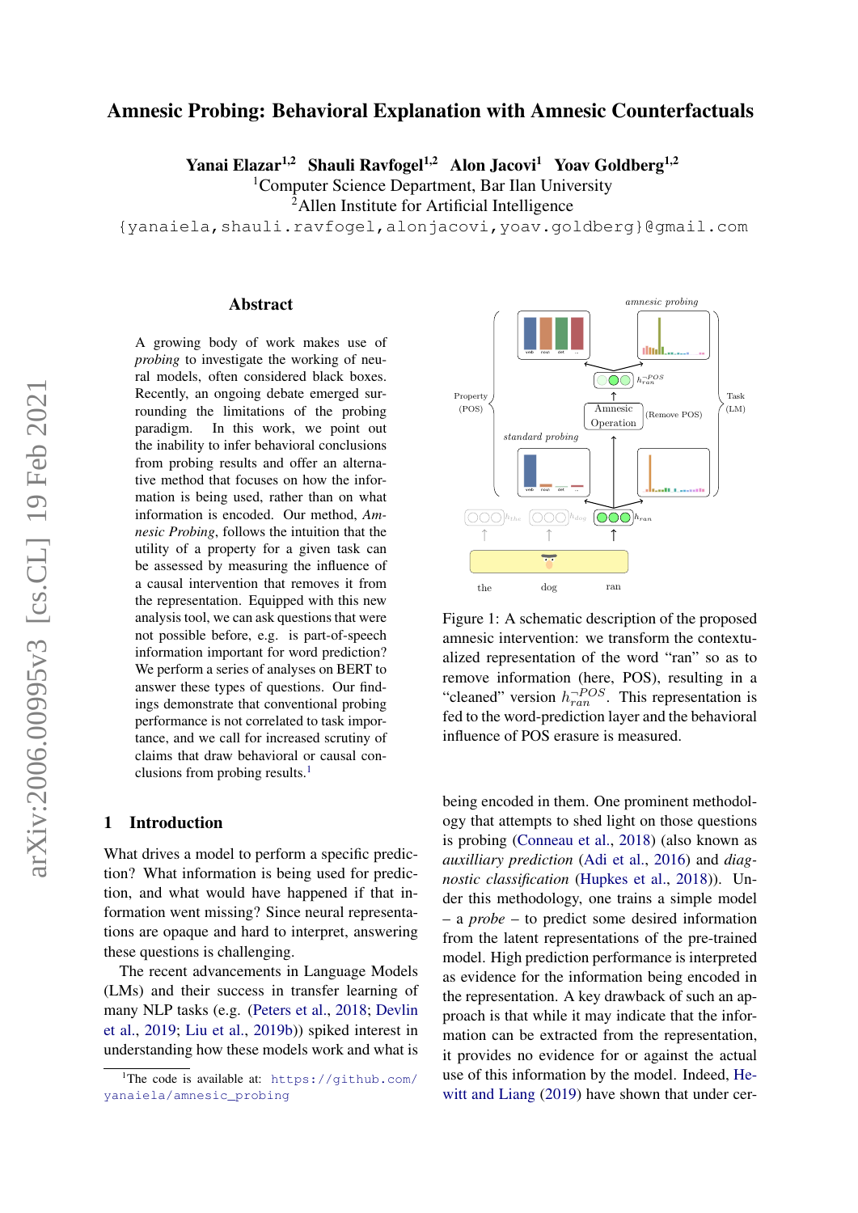# Amnesic Probing: Behavioral Explanation with Amnesic Counterfactuals

**Yanai Elazar[1,2] Shauli Ravfogel[1,2] Alon Jacovi[1] Yoav Goldberg[1,2]**

[1]Computer Science Department, Bar Ilan University

[2]Allen Institute for Artificial Intelligence

{yanaiela,shauli.ravfogel,alonjacovi,yoav.goldberg}@gmail.com

## Abstract

A growing body of work makes use of *probing* to investigate the working of neural models, often considered black boxes. Recently, an ongoing debate emerged surrounding the limitations of the probing paradigm. In this work, we point out the inability to infer behavioral conclusions from probing results and offer an alternative method that focuses on how the information is being used, rather than on what information is encoded. Our method, *Amnesic Probing*, follows the intuition that the utility of a property for a given task can be assessed by measuring the influence of a causal intervention that removes it from the representation. Equipped with this new analysis tool, we can ask questions that were not possible before, e.g. is part-of-speech information important for word prediction? We perform a series of analyses on BERT to answer these types of questions. Our findings demonstrate that conventional probing performance is not correlated to task importance, and we call for increased scrutiny of claims that draw behavioral or causal conclusions from probing results.[1]

Figure 1: A schematic description of the proposed amnesic intervention: we transform the contextualized representation of the word "ran" so as to remove information (here, POS), resulting in a "cleaned" version $h_{ran}^{\neg POS}$. This representation is fed to the word-prediction layer and the behavioral influence of POS erasure is measured.

## 1 Introduction

What drives a model to perform a specific prediction? What information is being used for prediction, and what would have happened if that information went missing? Since neural representations are opaque and hard to interpret, answering these questions is challenging.

The recent advancements in Language Models (LMs) and their success in transfer learning of many NLP tasks (e.g. (Peters et al., 2018; Devlin et al., 2019; Liu et al., 2019b)) spiked interest in understanding how these models work and what is being encoded in them. One prominent methodology that attempts to shed light on those questions is probing (Conneau et al., 2018) (also known as *auxilliary prediction* (Adi et al., 2016) and *diagnostic classification* (Hupkes et al., 2018)). Under this methodology, one trains a simple model – a *probe* – to predict some desired information from the latent representations of the pre-trained model. High prediction performance is interpreted as evidence for the information being encoded in the representation. A key drawback of such an approach is that while it may indicate that the information can be extracted from the representation, it provides no evidence for or against the actual use of this information by the model. Indeed, Hewitt and Liang (2019) have shown that under cer-

[1]The code is available at: https://github.com/yanaiela/amnesic_probing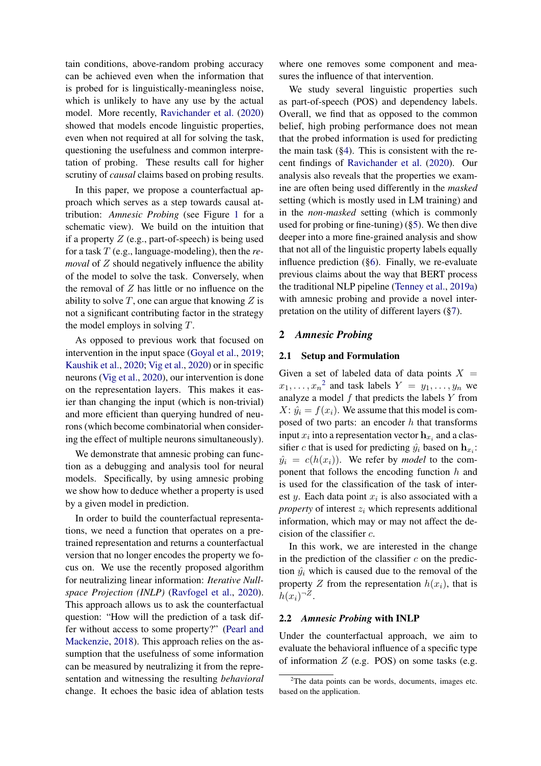tain conditions, above-random probing accuracy can be achieved even when the information that is probed for is linguistically-meaningless noise, which is unlikely to have any use by the actual model. More recently, Ravichander et al. (2020) showed that models encode linguistic properties, even when not required at all for solving the task, questioning the usefulness and common interpretation of probing. These results call for higher scrutiny of *causal* claims based on probing results.

In this paper, we propose a counterfactual approach which serves as a step towards causal attribution: *Amnesic Probing* (see Figure 1 for a schematic view). We build on the intuition that if a property $Z$ (e.g., part-of-speech) is being used for a task $T$ (e.g., language-modeling), then the *removal* of $Z$ should negatively influence the ability of the model to solve the task. Conversely, when the removal of $Z$ has little or no influence on the ability to solve $T$, one can argue that knowing $Z$ is not a significant contributing factor in the strategy the model employs in solving $T$.

As opposed to previous work that focused on intervention in the input space (Goyal et al., 2019; Kaushik et al., 2020; Vig et al., 2020) or in specific neurons (Vig et al., 2020), our intervention is done on the representation layers. This makes it easier than changing the input (which is non-trivial) and more efficient than querying hundred of neurons (which become combinatorial when considering the effect of multiple neurons simultaneously).

We demonstrate that amnesic probing can function as a debugging and analysis tool for neural models. Specifically, by using amnesic probing we show how to deduce whether a property is used by a given model in prediction.

In order to build the counterfactual representations, we need a function that operates on a pre-trained representation and returns a counterfactual version that no longer encodes the property we focus on. We use the recently proposed algorithm for neutralizing linear information: *Iterative Null-space Projection (INLP)* (Ravfogel et al., 2020). This approach allows us to ask the counterfactual question: "How will the prediction of a task differ without access to some property?" (Pearl and Mackenzie, 2018). This approach relies on the assumption that the usefulness of some information can be measured by neutralizing it from the representation and witnessing the resulting *behavioral* change. It echoes the basic idea of ablation tests where one removes some component and measures the influence of that intervention.

We study several linguistic properties such as part-of-speech (POS) and dependency labels. Overall, we find that as opposed to the common belief, high probing performance does not mean that the probed information is used for predicting the main task (§4). This is consistent with the recent findings of Ravichander et al. (2020). Our analysis also reveals that the properties we examine are often being used differently in the *masked* setting (which is mostly used in LM training) and in the *non-masked* setting (which is commonly used for probing or fine-tuning) (§5). We then dive deeper into a more fine-grained analysis and show that not all of the linguistic property labels equally influence prediction (§6). Finally, we re-evaluate previous claims about the way that BERT process the traditional NLP pipeline (Tenney et al., 2019a) with amnesic probing and provide a novel interpretation on the utility of different layers (§7).

## 2 *Amnesic Probing*

### 2.1 Setup and Formulation

Given a set of labeled data of data points $X = x_1, \ldots, x_n$[2] and task labels $Y = y_1, \ldots, y_n$ we analyze a model $f$ that predicts the labels $Y$ from $X$: $\hat{y}_i = f(x_i)$. We assume that this model is composed of two parts: an encoder $h$ that transforms input $x_i$ into a representation vector $\mathbf{h}_{x_i}$ and a classifier $c$ that is used for predicting $\hat{y}_i$ based on $\mathbf{h}_{x_i}$: $\hat{y}_i = c(h(x_i))$. We refer by *model* to the component that follows the encoding function $h$ and is used for the classification of the task of interest $y$. Each data point $x_i$ is also associated with a *property* of interest $z_i$ which represents additional information, which may or may not affect the decision of the classifier $c$.

In this work, we are interested in the change in the prediction of the classifier $c$ on the prediction $\hat{y}_i$ which is caused due to the removal of the property $Z$ from the representation $h(x_i)$, that is $h(x_i)^{\neg Z}$.

### 2.2 *Amnesic Probing* with INLP

Under the counterfactual approach, we aim to evaluate the behavioral influence of a specific type of information $Z$ (e.g. POS) on some tasks (e.g.

[2]The data points can be words, documents, images etc. based on the application.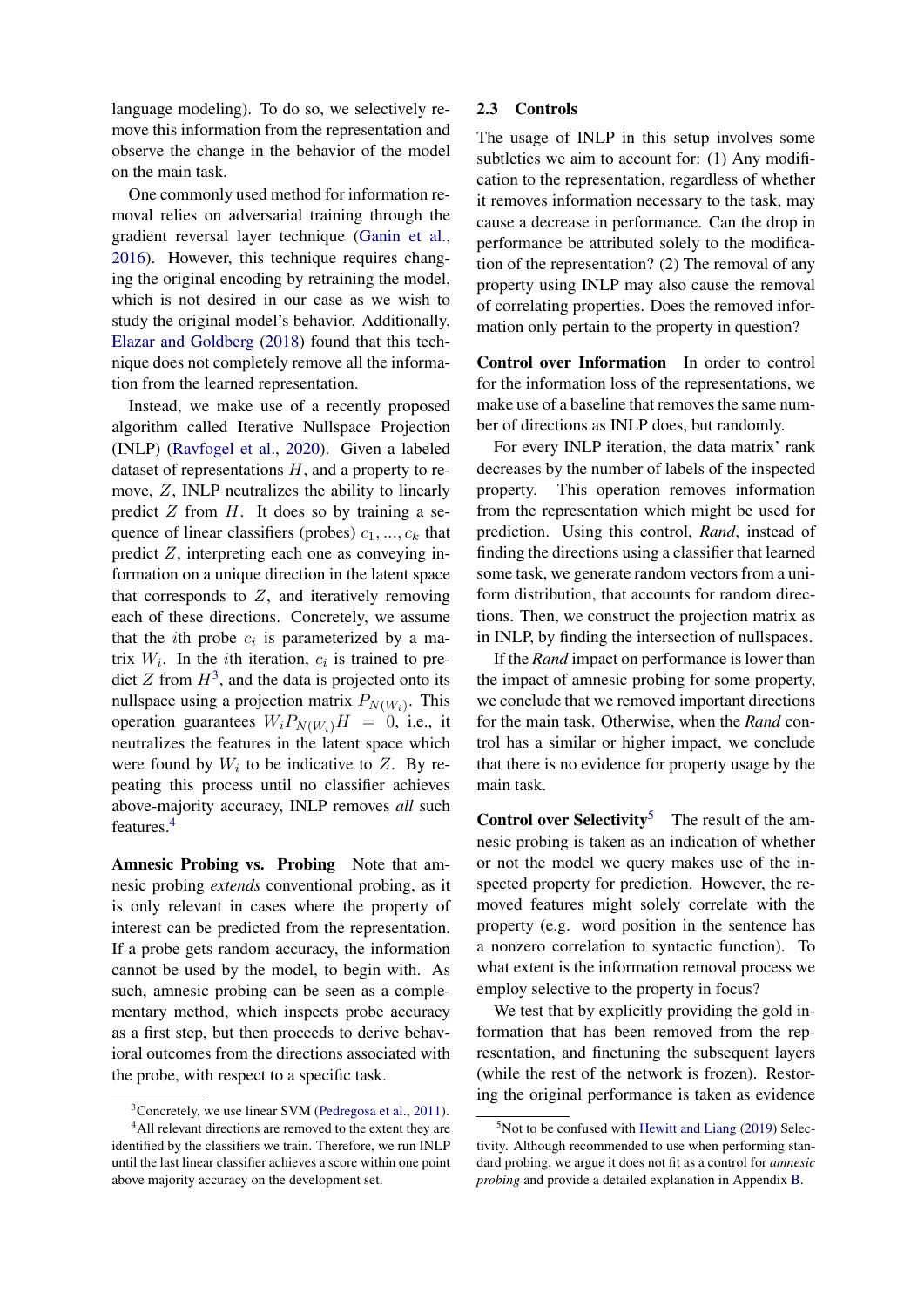language modeling). To do so, we selectively remove this information from the representation and observe the change in the behavior of the model on the main task.

One commonly used method for information removal relies on adversarial training through the gradient reversal layer technique (Ganin et al., 2016). However, this technique requires changing the original encoding by retraining the model, which is not desired in our case as we wish to study the original model's behavior. Additionally, Elazar and Goldberg (2018) found that this technique does not completely remove all the information from the learned representation.

Instead, we make use of a recently proposed algorithm called Iterative Nullspace Projection (INLP) (Ravfogel et al., 2020). Given a labeled dataset of representations $H$, and a property to remove, $Z$, INLP neutralizes the ability to linearly predict $Z$ from $H$. It does so by training a sequence of linear classifiers (probes) $c_1, ..., c_k$ that predict $Z$, interpreting each one as conveying information on a unique direction in the latent space that corresponds to $Z$, and iteratively removing each of these directions. Concretely, we assume that the $i$th probe $c_i$ is parameterized by a matrix $W_i$. In the $i$th iteration, $c_i$ is trained to predict $Z$ from $H$[3], and the data is projected onto its nullspace using a projection matrix $P_{N(W_i)}$. This operation guarantees $W_i P_{N(W_i)} H = 0$, i.e., it neutralizes the features in the latent space which were found by $W_i$ to be indicative to $Z$. By repeating this process until no classifier achieves above-majority accuracy, INLP removes *all* such features.[4]

**Amnesic Probing vs. Probing** Note that amnesic probing *extends* conventional probing, as it is only relevant in cases where the property of interest can be predicted from the representation. If a probe gets random accuracy, the information cannot be used by the model, to begin with. As such, amnesic probing can be seen as a complementary method, which inspects probe accuracy as a first step, but then proceeds to derive behavioral outcomes from the directions associated with the probe, with respect to a specific task.

### 2.3 Controls

The usage of INLP in this setup involves some subtleties we aim to account for: (1) Any modification to the representation, regardless of whether it removes information necessary to the task, may cause a decrease in performance. Can the drop in performance be attributed solely to the modification of the representation? (2) The removal of any property using INLP may also cause the removal of correlating properties. Does the removed information only pertain to the property in question?

**Control over Information** In order to control for the information loss of the representations, we make use of a baseline that removes the same number of directions as INLP does, but randomly.

For every INLP iteration, the data matrix' rank decreases by the number of labels of the inspected property. This operation removes information from the representation which might be used for prediction. Using this control, *Rand*, instead of finding the directions using a classifier that learned some task, we generate random vectors from a uniform distribution, that accounts for random directions. Then, we construct the projection matrix as in INLP, by finding the intersection of nullspaces.

If the *Rand* impact on performance is lower than the impact of amnesic probing for some property, we conclude that we removed important directions for the main task. Otherwise, when the *Rand* control has a similar or higher impact, we conclude that there is no evidence for property usage by the main task.

**Control over Selectivity**[5] The result of the amnesic probing is taken as an indication of whether or not the model we query makes use of the inspected property for prediction. However, the removed features might solely correlate with the property (e.g. word position in the sentence has a nonzero correlation to syntactic function). To what extent is the information removal process we employ selective to the property in focus?

We test that by explicitly providing the gold information that has been removed from the representation, and finetuning the subsequent layers (while the rest of the network is frozen). Restoring the original performance is taken as evidence

[3] Concretely, we use linear SVM (Pedregosa et al., 2011).

[4] All relevant directions are removed to the extent they are identified by the classifiers we train. Therefore, we run INLP until the last linear classifier achieves a score within one point above majority accuracy on the development set.

[5] Not to be confused with Hewitt and Liang (2019) Selectivity. Although recommended to use when performing standard probing, we argue it does not fit as a control for *amnesic probing* and provide a detailed explanation in Appendix B.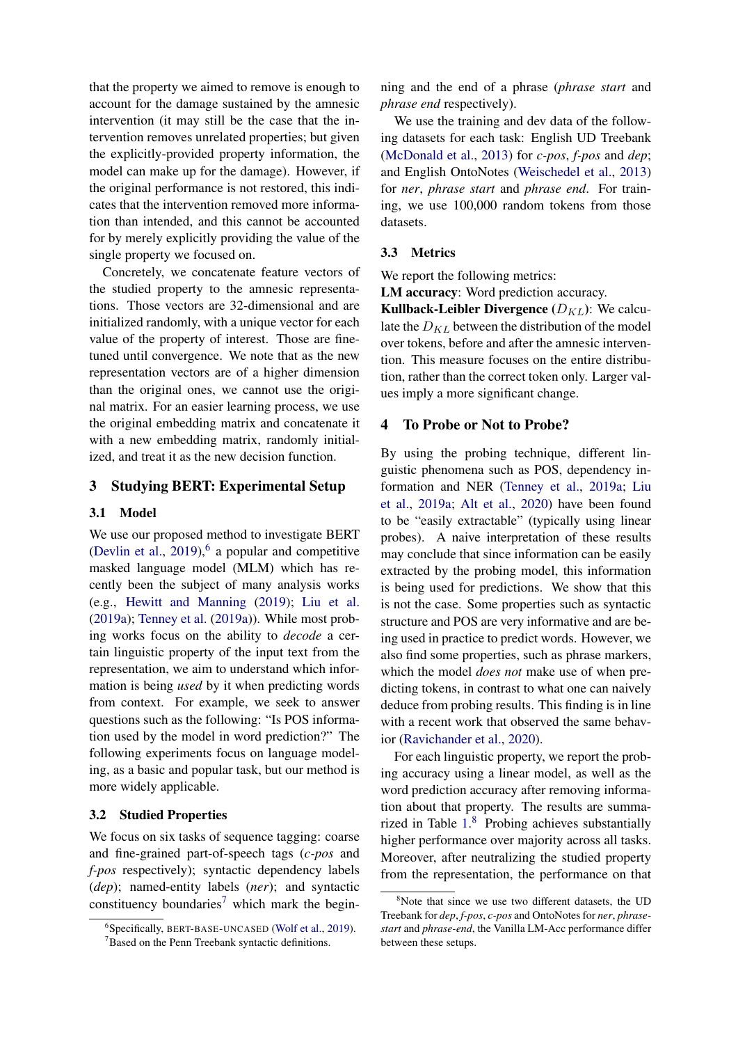that the property we aimed to remove is enough to account for the damage sustained by the amnesic intervention (it may still be the case that the intervention removes unrelated properties; but given the explicitly-provided property information, the model can make up for the damage). However, if the original performance is not restored, this indicates that the intervention removed more information than intended, and this cannot be accounted for by merely explicitly providing the value of the single property we focused on.

Concretely, we concatenate feature vectors of the studied property to the amnesic representations. Those vectors are 32-dimensional and are initialized randomly, with a unique vector for each value of the property of interest. Those are fine-tuned until convergence. We note that as the new representation vectors are of a higher dimension than the original ones, we cannot use the original matrix. For an easier learning process, we use the original embedding matrix and concatenate it with a new embedding matrix, randomly initialized, and treat it as the new decision function.

## 3 Studying BERT: Experimental Setup

### 3.1 Model

We use our proposed method to investigate BERT (Devlin et al., 2019),[6] a popular and competitive masked language model (MLM) which has recently been the subject of many analysis works (e.g., Hewitt and Manning (2019); Liu et al. (2019a); Tenney et al. (2019a)). While most probing works focus on the ability to *decode* a certain linguistic property of the input text from the representation, we aim to understand which information is being *used* by it when predicting words from context. For example, we seek to answer questions such as the following: "Is POS information used by the model in word prediction?" The following experiments focus on language modeling, as a basic and popular task, but our method is more widely applicable.

### 3.2 Studied Properties

We focus on six tasks of sequence tagging: coarse and fine-grained part-of-speech tags (*c-pos* and *f-pos* respectively); syntactic dependency labels (*dep*); named-entity labels (*ner*); and syntactic constituency boundaries[7] which mark the beginning and the end of a phrase (*phrase start* and *phrase end* respectively).

We use the training and dev data of the following datasets for each task: English UD Treebank (McDonald et al., 2013) for *c-pos*, *f-pos* and *dep*; and English OntoNotes (Weischedel et al., 2013) for *ner*, *phrase start* and *phrase end*. For training, we use 100,000 random tokens from those datasets.

### 3.3 Metrics

We report the following metrics:

**LM accuracy**: Word prediction accuracy.

**Kullback-Leibler Divergence** ($D_{KL}$): We calculate the $D_{KL}$ between the distribution of the model over tokens, before and after the amnesic intervention. This measure focuses on the entire distribution, rather than the correct token only. Larger values imply a more significant change.

## 4 To Probe or Not to Probe?

By using the probing technique, different linguistic phenomena such as POS, dependency information and NER (Tenney et al., 2019a; Liu et al., 2019a; Alt et al., 2020) have been found to be "easily extractable" (typically using linear probes). A naive interpretation of these results may conclude that since information can be easily extracted by the probing model, this information is being used for predictions. We show that this is not the case. Some properties such as syntactic structure and POS are very informative and are being used in practice to predict words. However, we also find some properties, such as phrase markers, which the model *does not* make use of when predicting tokens, in contrast to what one can naively deduce from probing results. This finding is in line with a recent work that observed the same behavior (Ravichander et al., 2020).

For each linguistic property, we report the probing accuracy using a linear model, as well as the word prediction accuracy after removing information about that property. The results are summarized in Table 1.[8] Probing achieves substantially higher performance over majority across all tasks. Moreover, after neutralizing the studied property from the representation, the performance on that

[6] Specifically, BERT-BASE-UNCASED (Wolf et al., 2019).

[7] Based on the Penn Treebank syntactic definitions.

[8] Note that since we use two different datasets, the UD Treebank for *dep*, *f-pos*, *c-pos* and OntoNotes for *ner*, *phrase-start* and *phrase-end*, the Vanilla LM-Acc performance differ between these setups.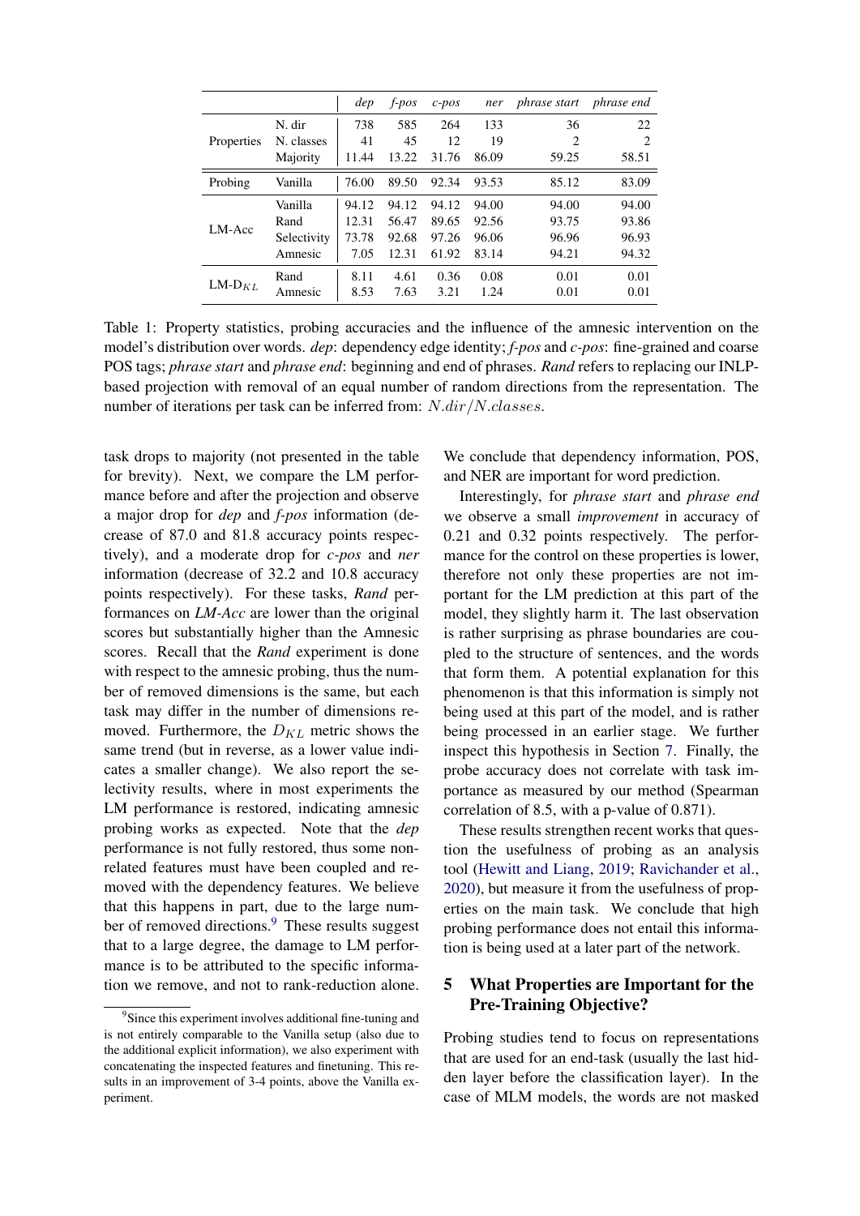| | | *dep* | *f-pos* | *c-pos* | *ner* | *phrase start* | *phrase end* |
|---|---|---|---|---|---|---|---|
| Properties | N. dir | 738 | 585 | 264 | 133 | 36 | 22 |
| | N. classes | 41 | 45 | 12 | 19 | 2 | 2 |
| | Majority | 11.44 | 13.22 | 31.76 | 86.09 | 59.25 | 58.51 |
| Probing | Vanilla | 76.00 | 89.50 | 92.34 | 93.53 | 85.12 | 83.09 |
| LM-Acc | Vanilla | 94.12 | 94.12 | 94.12 | 94.00 | 94.00 | 94.00 |
| | Rand | 12.31 | 56.47 | 89.65 | 92.56 | 93.75 | 93.86 |
| | Selectivity | 73.78 | 92.68 | 97.26 | 96.06 | 96.96 | 96.93 |
| | Amnesic | 7.05 | 12.31 | 61.92 | 83.14 | 94.21 | 94.32 |
| LM-$D_{KL}$ | Rand | 8.11 | 4.61 | 0.36 | 0.08 | 0.01 | 0.01 |
| | Amnesic | 8.53 | 7.63 | 3.21 | 1.24 | 0.01 | 0.01 |

Table 1: Property statistics, probing accuracies and the influence of the amnesic intervention on the model's distribution over words. *dep*: dependency edge identity; *f-pos* and *c-pos*: fine-grained and coarse POS tags; *phrase start* and *phrase end*: beginning and end of phrases. *Rand* refers to replacing our INLP-based projection with removal of an equal number of random directions from the representation. The number of iterations per task can be inferred from: $N.dir/N.classes$.

task drops to majority (not presented in the table for brevity). Next, we compare the LM performance before and after the projection and observe a major drop for *dep* and *f-pos* information (decrease of 87.0 and 81.8 accuracy points respectively), and a moderate drop for *c-pos* and *ner* information (decrease of 32.2 and 10.8 accuracy points respectively). For these tasks, *Rand* performances on *LM-Acc* are lower than the original scores but substantially higher than the Amnesic scores. Recall that the *Rand* experiment is done with respect to the amnesic probing, thus the number of removed dimensions is the same, but each task may differ in the number of dimensions removed. Furthermore, the $D_{KL}$ metric shows the same trend (but in reverse, as a lower value indicates a smaller change). We also report the selectivity results, where in most experiments the LM performance is restored, indicating amnesic probing works as expected. Note that the *dep* performance is not fully restored, thus some non-related features must have been coupled and removed with the dependency features. We believe that this happens in part, due to the large number of removed directions.[9] These results suggest that to a large degree, the damage to LM performance is to be attributed to the specific information we remove, and not to rank-reduction alone.

[9] Since this experiment involves additional fine-tuning and is not entirely comparable to the Vanilla setup (also due to the additional explicit information), we also experiment with concatenating the inspected features and finetuning. This results in an improvement of 3-4 points, above the Vanilla experiment.

We conclude that dependency information, POS, and NER are important for word prediction.

Interestingly, for *phrase start* and *phrase end* we observe a small *improvement* in accuracy of 0.21 and 0.32 points respectively. The performance for the control on these properties is lower, therefore not only these properties are not important for the LM prediction at this part of the model, they slightly harm it. The last observation is rather surprising as phrase boundaries are coupled to the structure of sentences, and the words that form them. A potential explanation for this phenomenon is that this information is simply not being used at this part of the model, and is rather being processed in an earlier stage. We further inspect this hypothesis in Section 7. Finally, the probe accuracy does not correlate with task importance as measured by our method (Spearman correlation of 8.5, with a p-value of 0.871).

These results strengthen recent works that question the usefulness of probing as an analysis tool (Hewitt and Liang, 2019; Ravichander et al., 2020), but measure it from the usefulness of properties on the main task. We conclude that high probing performance does not entail this information is being used at a later part of the network.

## 5 What Properties are Important for the Pre-Training Objective?

Probing studies tend to focus on representations that are used for an end-task (usually the last hidden layer before the classification layer). In the case of MLM models, the words are not masked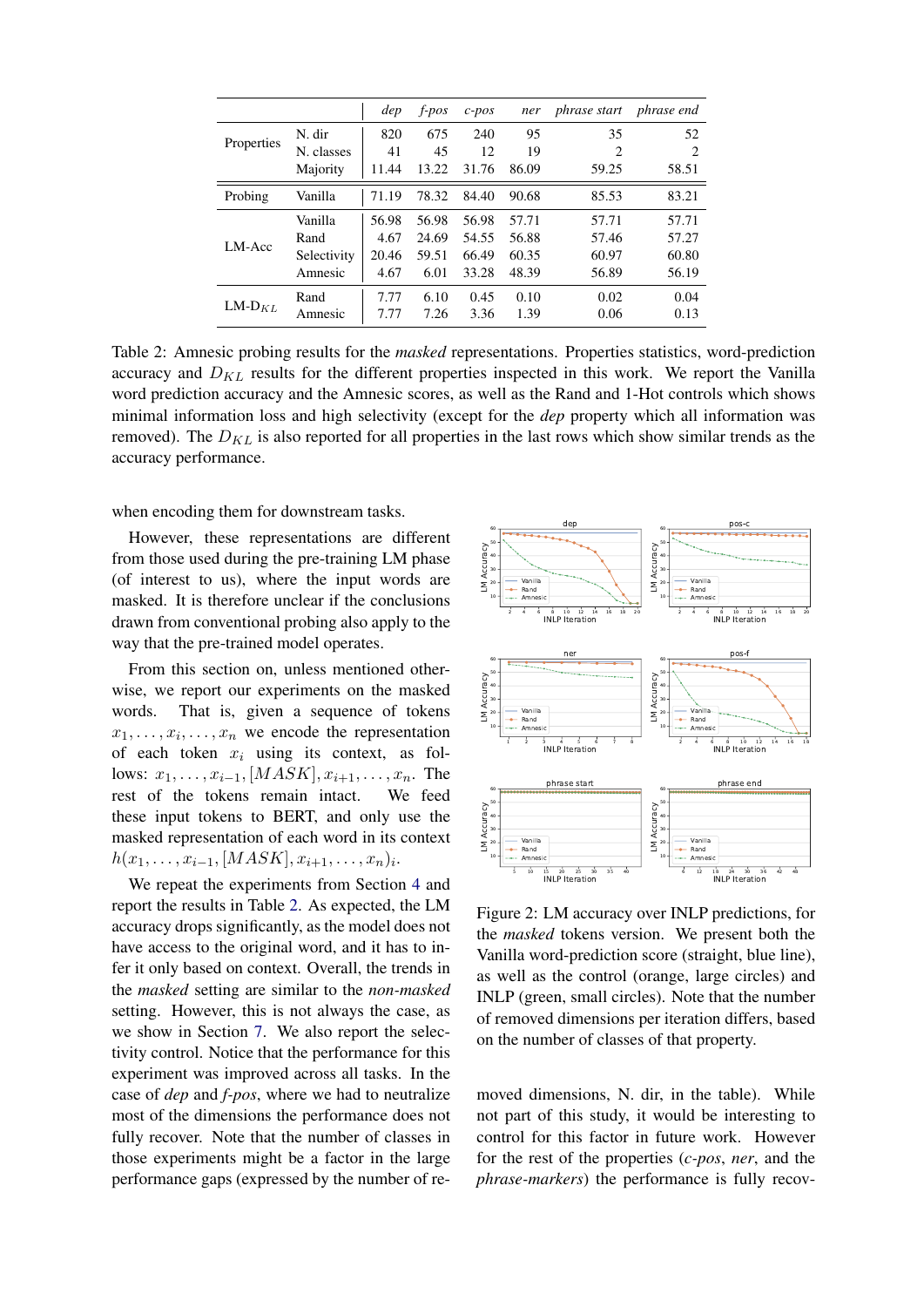| | | *dep* | *f-pos* | *c-pos* | *ner* | *phrase start* | *phrase end* |
|---|---|---|---|---|---|---|---|
| Properties | N. dir | 820 | 675 | 240 | 95 | 35 | 52 |
| | N. classes | 41 | 45 | 12 | 19 | 2 | 2 |
| | Majority | 11.44 | 13.22 | 31.76 | 86.09 | 59.25 | 58.51 |
| Probing | Vanilla | 71.19 | 78.32 | 84.40 | 90.68 | 85.53 | 83.21 |
| LM-Acc | Vanilla | 56.98 | 56.98 | 56.98 | 57.71 | 57.71 | 57.71 |
| | Rand | 4.67 | 24.69 | 54.55 | 56.88 | 57.46 | 57.27 |
| | Selectivity | 20.46 | 59.51 | 66.49 | 60.35 | 60.97 | 60.80 |
| | Amnesic | 4.67 | 6.01 | 33.28 | 48.39 | 56.89 | 56.19 |
| LM-$D_{KL}$ | Rand | 7.77 | 6.10 | 0.45 | 0.10 | 0.02 | 0.04 |
| | Amnesic | 7.77 | 7.26 | 3.36 | 1.39 | 0.06 | 0.13 |

Table 2: Amnesic probing results for the *masked* representations. Properties statistics, word-prediction accuracy and $D_{KL}$ results for the different properties inspected in this work. We report the Vanilla word prediction accuracy and the Amnesic scores, as well as the Rand and 1-Hot controls which shows minimal information loss and high selectivity (except for the *dep* property which all information was removed). The $D_{KL}$ is also reported for all properties in the last rows which show similar trends as the accuracy performance.

when encoding them for downstream tasks.

However, these representations are different from those used during the pre-training LM phase (of interest to us), where the input words are masked. It is therefore unclear if the conclusions drawn from conventional probing also apply to the way that the pre-trained model operates.

From this section on, unless mentioned otherwise, we report our experiments on the masked words. That is, given a sequence of tokens $x_1, \ldots, x_i, \ldots, x_n$ we encode the representation of each token $x_i$ using its context, as follows: $x_1, \ldots, x_{i-1}, [MASK], x_{i+1}, \ldots, x_n$. The rest of the tokens remain intact. We feed these input tokens to BERT, and only use the masked representation of each word in its context $h(x_1, \ldots, x_{i-1}, [MASK], x_{i+1}, \ldots, x_n)_i$.

We repeat the experiments from Section 4 and report the results in Table 2. As expected, the LM accuracy drops significantly, as the model does not have access to the original word, and it has to infer it only based on context. Overall, the trends in the *masked* setting are similar to the *non-masked* setting. However, this is not always the case, as we show in Section 7. We also report the selectivity control. Notice that the performance for this experiment was improved across all tasks. In the case of *dep* and *f-pos*, where we had to neutralize most of the dimensions the performance does not fully recover. Note that the number of classes in those experiments might be a factor in the large performance gaps (expressed by the number of removed dimensions, N. dir, in the table). While not part of this study, it would be interesting to control for this factor in future work. However for the rest of the properties (*c-pos*, *ner*, and the *phrase-markers*) the performance is fully recov-

Figure 2: LM accuracy over INLP predictions, for the *masked* tokens version. We present both the Vanilla word-prediction score (straight, blue line), as well as the control (orange, large circles) and INLP (green, small circles). Note that the number of removed dimensions per iteration differs, based on the number of classes of that property.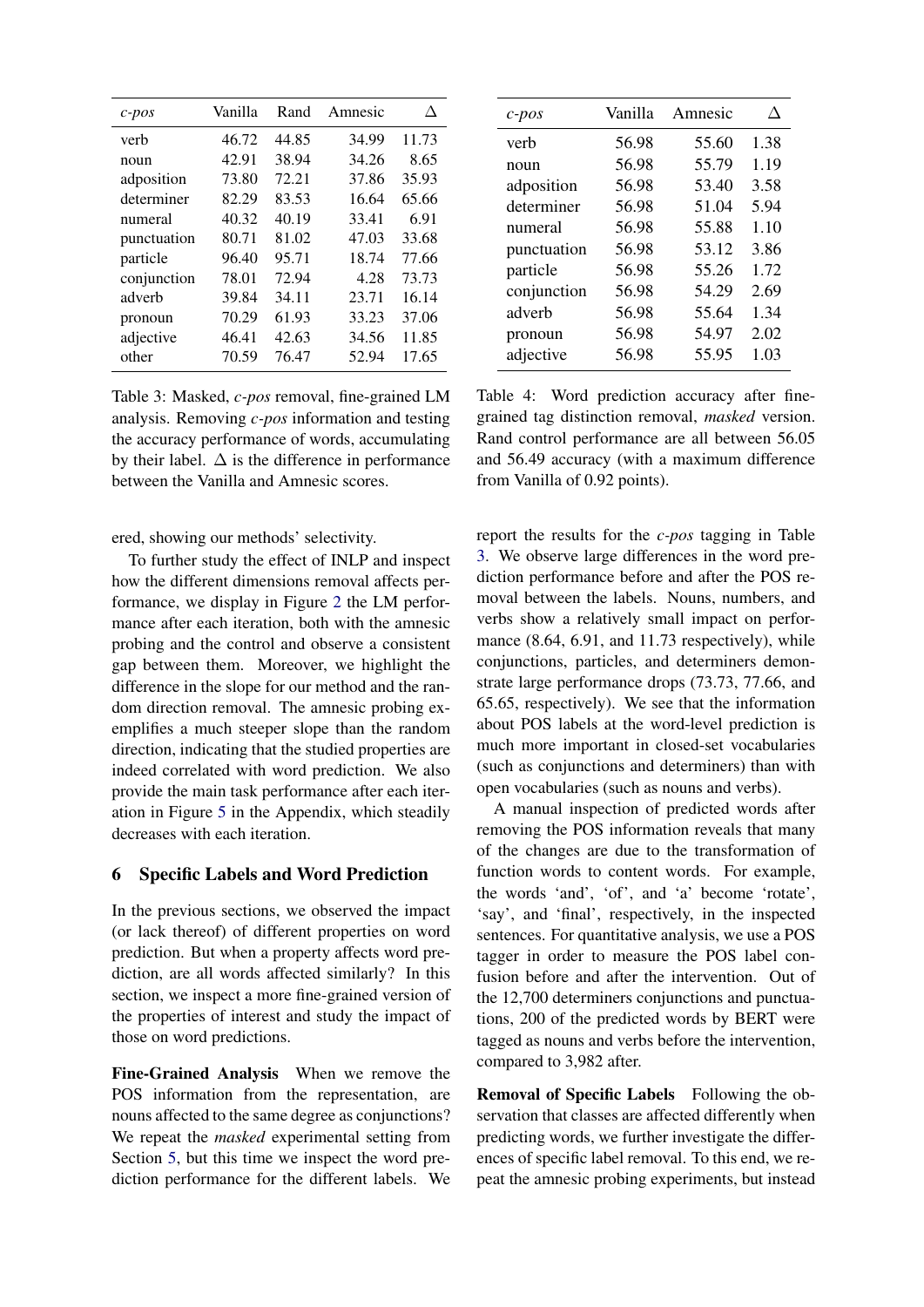| *c-pos* | Vanilla | Rand | Amnesic | Δ |
|---|---|---|---|---|
| verb | 46.72 | 44.85 | 34.99 | 11.73 |
| noun | 42.91 | 38.94 | 34.26 | 8.65 |
| adposition | 73.80 | 72.21 | 37.86 | 35.93 |
| determiner | 82.29 | 83.53 | 16.64 | 65.66 |
| numeral | 40.32 | 40.19 | 33.41 | 6.91 |
| punctuation | 80.71 | 81.02 | 47.03 | 33.68 |
| particle | 96.40 | 95.71 | 18.74 | 77.66 |
| conjunction | 78.01 | 72.94 | 4.28 | 73.73 |
| adverb | 39.84 | 34.11 | 23.71 | 16.14 |
| pronoun | 70.29 | 61.93 | 33.23 | 37.06 |
| adjective | 46.41 | 42.63 | 34.56 | 11.85 |
| other | 70.59 | 76.47 | 52.94 | 17.65 |

Table 3: Masked, *c-pos* removal, fine-grained LM analysis. Removing *c-pos* information and testing the accuracy performance of words, accumulating by their label. Δ is the difference in performance between the Vanilla and Amnesic scores.

| *c-pos* | Vanilla | Amnesic | Δ |
|---|---|---|---|
| verb | 56.98 | 55.60 | 1.38 |
| noun | 56.98 | 55.79 | 1.19 |
| adposition | 56.98 | 53.40 | 3.58 |
| determiner | 56.98 | 51.04 | 5.94 |
| numeral | 56.98 | 55.88 | 1.10 |
| punctuation | 56.98 | 53.12 | 3.86 |
| particle | 56.98 | 55.26 | 1.72 |
| conjunction | 56.98 | 54.29 | 2.69 |
| adverb | 56.98 | 55.64 | 1.34 |
| pronoun | 56.98 | 54.97 | 2.02 |
| adjective | 56.98 | 55.95 | 1.03 |

Table 4: Word prediction accuracy after fine-grained tag distinction removal, *masked* version. Rand control performance are all between 56.05 and 56.49 accuracy (with a maximum difference from Vanilla of 0.92 points).

ered, showing our methods' selectivity.

To further study the effect of INLP and inspect how the different dimensions removal affects performance, we display in Figure 2 the LM performance after each iteration, both with the amnesic probing and the control and observe a consistent gap between them. Moreover, we highlight the difference in the slope for our method and the random direction removal. The amnesic probing exemplifies a much steeper slope than the random direction, indicating that the studied properties are indeed correlated with word prediction. We also provide the main task performance after each iteration in Figure 5 in the Appendix, which steadily decreases with each iteration.

## 6 Specific Labels and Word Prediction

In the previous sections, we observed the impact (or lack thereof) of different properties on word prediction. But when a property affects word prediction, are all words affected similarly? In this section, we inspect a more fine-grained version of the properties of interest and study the impact of those on word predictions.

**Fine-Grained Analysis** When we remove the POS information from the representation, are nouns affected to the same degree as conjunctions? We repeat the *masked* experimental setting from Section 5, but this time we inspect the word prediction performance for the different labels. We report the results for the *c-pos* tagging in Table 3. We observe large differences in the word prediction performance before and after the POS removal between the labels. Nouns, numbers, and verbs show a relatively small impact on performance (8.64, 6.91, and 11.73 respectively), while conjunctions, particles, and determiners demonstrate large performance drops (73.73, 77.66, and 65.65, respectively). We see that the information about POS labels at the word-level prediction is much more important in closed-set vocabularies (such as conjunctions and determiners) than with open vocabularies (such as nouns and verbs).

A manual inspection of predicted words after removing the POS information reveals that many of the changes are due to the transformation of function words to content words. For example, the words 'and', 'of', and 'a' become 'rotate', 'say', and 'final', respectively, in the inspected sentences. For quantitative analysis, we use a POS tagger in order to measure the POS label confusion before and after the intervention. Out of the 12,700 determiners conjunctions and punctuations, 200 of the predicted words by BERT were tagged as nouns and verbs before the intervention, compared to 3,982 after.

**Removal of Specific Labels** Following the observation that classes are affected differently when predicting words, we further investigate the differences of specific label removal. To this end, we repeat the amnesic probing experiments, but instead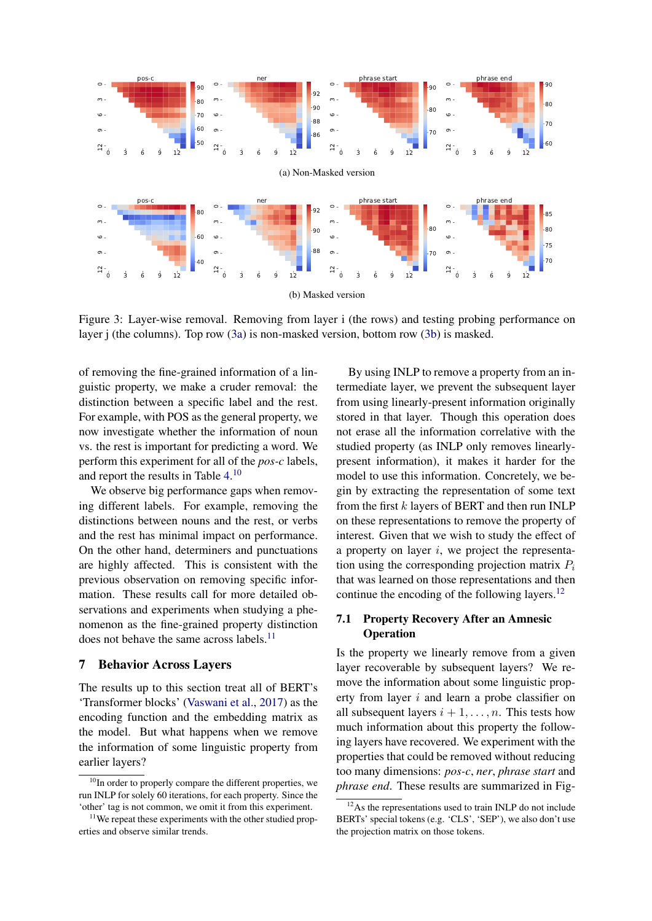(a) Non-Masked version

(b) Masked version

Figure 3: Layer-wise removal. Removing from layer i (the rows) and testing probing performance on layer j (the columns). Top row (3a) is non-masked version, bottom row (3b) is masked.

of removing the fine-grained information of a linguistic property, we make a cruder removal: the distinction between a specific label and the rest. For example, with POS as the general property, we now investigate whether the information of noun vs. the rest is important for predicting a word. We perform this experiment for all of the *pos-c* labels, and report the results in Table 4.[10]

We observe big performance gaps when removing different labels. For example, removing the distinctions between nouns and the rest, or verbs and the rest has minimal impact on performance. On the other hand, determiners and punctuations are highly affected. This is consistent with the previous observation on removing specific information. These results call for more detailed observations and experiments when studying a phenomenon as the fine-grained property distinction does not behave the same across labels.[11]

## 7 Behavior Across Layers

The results up to this section treat all of BERT's 'Transformer blocks' (Vaswani et al., 2017) as the encoding function and the embedding matrix as the model. But what happens when we remove the information of some linguistic property from earlier layers?

By using INLP to remove a property from an intermediate layer, we prevent the subsequent layer from using linearly-present information originally stored in that layer. Though this operation does not erase all the information correlative with the studied property (as INLP only removes linearly-present information), it makes it harder for the model to use this information. Concretely, we begin by extracting the representation of some text from the first $k$ layers of BERT and then run INLP on these representations to remove the property of interest. Given that we wish to study the effect of a property on layer $i$, we project the representation using the corresponding projection matrix $P_i$ that was learned on those representations and then continue the encoding of the following layers.[12]

### 7.1 Property Recovery After an Amnesic Operation

Is the property we linearly remove from a given layer recoverable by subsequent layers? We remove the information about some linguistic property from layer $i$ and learn a probe classifier on all subsequent layers $i+1, \ldots, n$. This tests how much information about this property the following layers have recovered. We experiment with the properties that could be removed without reducing too many dimensions: *pos-c*, *ner*, *phrase start* and *phrase end*. These results are summarized in Fig-

[10] In order to properly compare the different properties, we run INLP for solely 60 iterations, for each property. Since the 'other' tag is not common, we omit it from this experiment.

[11] We repeat these experiments with the other studied properties and observe similar trends.

[12] As the representations used to train INLP do not include BERTs' special tokens (e.g. 'CLS', 'SEP'), we also don't use the projection matrix on those tokens.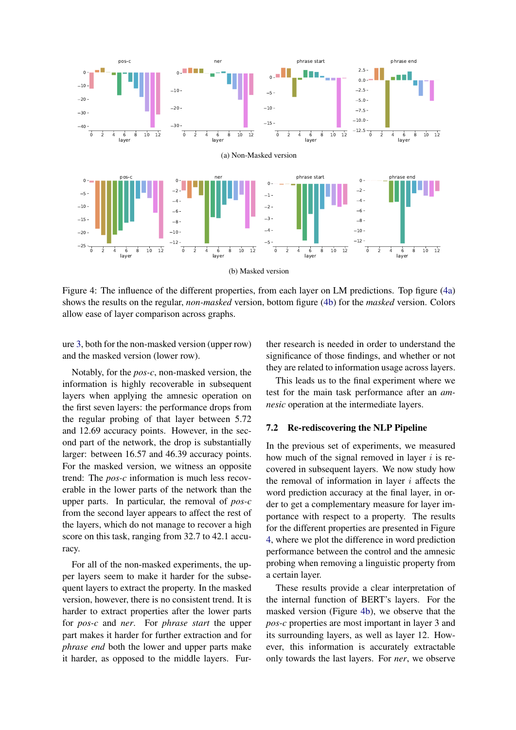(a) Non-Masked version

(b) Masked version

Figure 4: The influence of the different properties, from each layer on LM predictions. Top figure (4a) shows the results on the regular, *non-masked* version, bottom figure (4b) for the *masked* version. Colors allow ease of layer comparison across graphs.

ure 3, both for the non-masked version (upper row) and the masked version (lower row).

Notably, for the *pos-c*, non-masked version, the information is highly recoverable in subsequent layers when applying the amnesic operation on the first seven layers: the performance drops from the regular probing of that layer between 5.72 and 12.69 accuracy points. However, in the second part of the network, the drop is substantially larger: between 16.57 and 46.39 accuracy points. For the masked version, we witness an opposite trend: The *pos-c* information is much less recoverable in the lower parts of the network than the upper parts. In particular, the removal of *pos-c* from the second layer appears to affect the rest of the layers, which do not manage to recover a high score on this task, ranging from 32.7 to 42.1 accuracy.

For all of the non-masked experiments, the upper layers seem to make it harder for the subsequent layers to extract the property. In the masked version, however, there is no consistent trend. It is harder to extract properties after the lower parts for *pos-c* and *ner*. For *phrase start* the upper part makes it harder for further extraction and for *phrase end* both the lower and upper parts make it harder, as opposed to the middle layers. Further research is needed in order to understand the significance of those findings, and whether or not they are related to information usage across layers.

This leads us to the final experiment where we test for the main task performance after an *amnesic* operation at the intermediate layers.

### 7.2 Re-rediscovering the NLP Pipeline

In the previous set of experiments, we measured how much of the signal removed in layer $i$ is recovered in subsequent layers. We now study how the removal of information in layer $i$ affects the word prediction accuracy at the final layer, in order to get a complementary measure for layer importance with respect to a property. The results for the different properties are presented in Figure 4, where we plot the difference in word prediction performance between the control and the amnesic probing when removing a linguistic property from a certain layer.

These results provide a clear interpretation of the internal function of BERT's layers. For the masked version (Figure 4b), we observe that the *pos-c* properties are most important in layer 3 and its surrounding layers, as well as layer 12. However, this information is accurately extractable only towards the last layers. For *ner*, we observe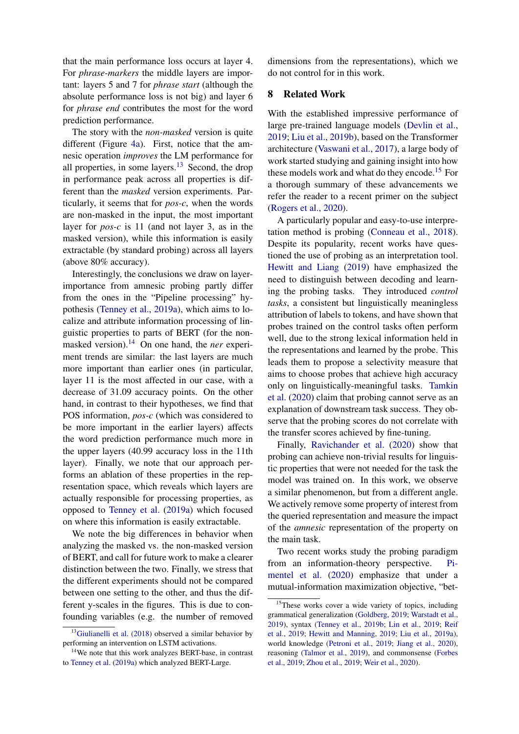that the main performance loss occurs at layer 4. For *phrase-markers* the middle layers are important: layers 5 and 7 for *phrase start* (although the absolute performance loss is not big) and layer 6 for *phrase end* contributes the most for the word prediction performance.

The story with the *non-masked* version is quite different (Figure 4a). First, notice that the amnesic operation *improves* the LM performance for all properties, in some layers.[13] Second, the drop in performance peak across all properties is different than the *masked* version experiments. Particularly, it seems that for *pos-c*, when the words are non-masked in the input, the most important layer for *pos-c* is 11 (and not layer 3, as in the masked version), while this information is easily extractable (by standard probing) across all layers (above 80% accuracy).

Interestingly, the conclusions we draw on layer-importance from amnesic probing partly differ from the ones in the "Pipeline processing" hypothesis (Tenney et al., 2019a), which aims to localize and attribute information processing of linguistic properties to parts of BERT (for the non-masked version).[14] On one hand, the *ner* experiment trends are similar: the last layers are much more important than earlier ones (in particular, layer 11 is the most affected in our case, with a decrease of 31.09 accuracy points. On the other hand, in contrast to their hypotheses, we find that POS information, *pos-c* (which was considered to be more important in the earlier layers) affects the word prediction performance much more in the upper layers (40.99 accuracy loss in the 11th layer). Finally, we note that our approach performs an ablation of these properties in the representation space, which reveals which layers are actually responsible for processing properties, as opposed to Tenney et al. (2019a) which focused on where this information is easily extractable.

We note the big differences in behavior when analyzing the masked vs. the non-masked version of BERT, and call for future work to make a clearer distinction between the two. Finally, we stress that the different experiments should not be compared between one setting to the other, and thus the different y-scales in the figures. This is due to confounding variables (e.g. the number of removed dimensions from the representations), which we do not control for in this work.

[13] Giulianelli et al. (2018) observed a similar behavior by performing an intervention on LSTM activations.

[14] We note that this work analyzes BERT-base, in contrast to Tenney et al. (2019a) which analyzed BERT-Large.

## 8 Related Work

With the established impressive performance of large pre-trained language models (Devlin et al., 2019; Liu et al., 2019b), based on the Transformer architecture (Vaswani et al., 2017), a large body of work started studying and gaining insight into how these models work and what do they encode.[15] For a thorough summary of these advancements we refer the reader to a recent primer on the subject (Rogers et al., 2020).

A particularly popular and easy-to-use interpretation method is probing (Conneau et al., 2018). Despite its popularity, recent works have questioned the use of probing as an interpretation tool. Hewitt and Liang (2019) have emphasized the need to distinguish between decoding and learning the probing tasks. They introduced *control tasks*, a consistent but linguistically meaningless attribution of labels to tokens, and have shown that probes trained on the control tasks often perform well, due to the strong lexical information held in the representations and learned by the probe. This leads them to propose a selectivity measure that aims to choose probes that achieve high accuracy only on linguistically-meaningful tasks. Tamkin et al. (2020) claim that probing cannot serve as an explanation of downstream task success. They observe that the probing scores do not correlate with the transfer scores achieved by fine-tuning.

Finally, Ravichander et al. (2020) show that probing can achieve non-trivial results for linguistic properties that were not needed for the task the model was trained on. In this work, we observe a similar phenomenon, but from a different angle. We actively remove some property of interest from the queried representation and measure the impact of the *amnesic* representation of the property on the main task.

Two recent works study the probing paradigm from an information-theory perspective. Pimentel et al. (2020) emphasize that under a mutual-information maximization objective, "bet-

[15] These works cover a wide variety of topics, including grammatical generalization (Goldberg, 2019; Warstadt et al., 2019), syntax (Tenney et al., 2019b; Lin et al., 2019; Reif et al., 2019; Hewitt and Manning, 2019; Liu et al., 2019a), world knowledge (Petroni et al., 2019; Jiang et al., 2020), reasoning (Talmor et al., 2019), and commonsense (Forbes et al., 2019; Zhou et al., 2019; Weir et al., 2020).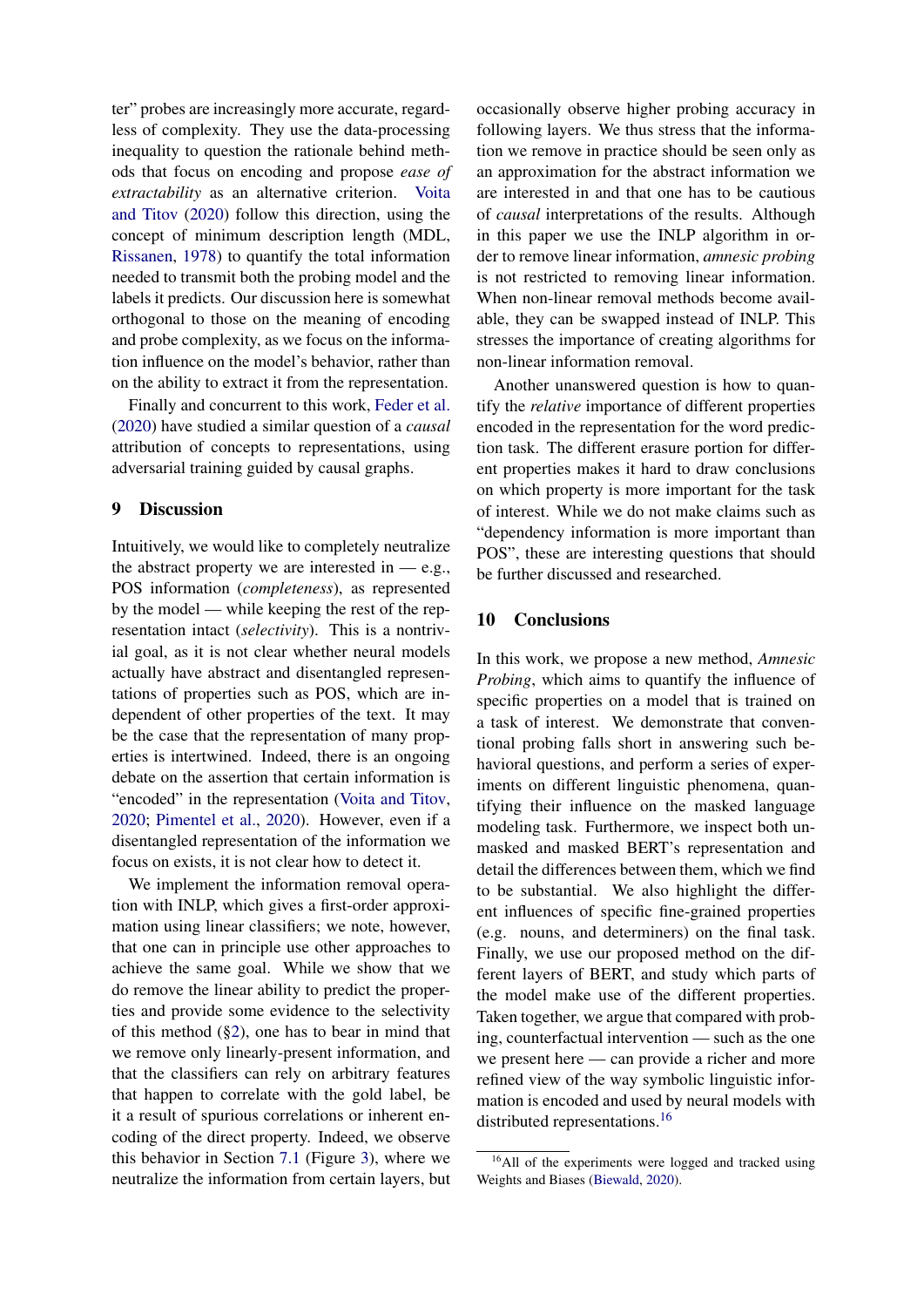ter" probes are increasingly more accurate, regardless of complexity. They use the data-processing inequality to question the rationale behind methods that focus on encoding and propose *ease of extractability* as an alternative criterion. Voita and Titov (2020) follow this direction, using the concept of minimum description length (MDL, Rissanen, 1978) to quantify the total information needed to transmit both the probing model and the labels it predicts. Our discussion here is somewhat orthogonal to those on the meaning of encoding and probe complexity, as we focus on the information influence on the model's behavior, rather than on the ability to extract it from the representation.

Finally and concurrent to this work, Feder et al. (2020) have studied a similar question of a *causal* attribution of concepts to representations, using adversarial training guided by causal graphs.

## 9 Discussion

Intuitively, we would like to completely neutralize the abstract property we are interested in — e.g., POS information (*completeness*), as represented by the model — while keeping the rest of the representation intact (*selectivity*). This is a nontrivial goal, as it is not clear whether neural models actually have abstract and disentangled representations of properties such as POS, which are independent of other properties of the text. It may be the case that the representation of many properties is intertwined. Indeed, there is an ongoing debate on the assertion that certain information is "encoded" in the representation (Voita and Titov, 2020; Pimentel et al., 2020). However, even if a disentangled representation of the information we focus on exists, it is not clear how to detect it.

We implement the information removal operation with INLP, which gives a first-order approximation using linear classifiers; we note, however, that one can in principle use other approaches to achieve the same goal. While we show that we do remove the linear ability to predict the properties and provide some evidence to the selectivity of this method (§2), one has to bear in mind that we remove only linearly-present information, and that the classifiers can rely on arbitrary features that happen to correlate with the gold label, be it a result of spurious correlations or inherent encoding of the direct property. Indeed, we observe this behavior in Section 7.1 (Figure 3), where we neutralize the information from certain layers, but occasionally observe higher probing accuracy in following layers. We thus stress that the information we remove in practice should be seen only as an approximation for the abstract information we are interested in and that one has to be cautious of *causal* interpretations of the results. Although in this paper we use the INLP algorithm in order to remove linear information, *amnesic probing* is not restricted to removing linear information. When non-linear removal methods become available, they can be swapped instead of INLP. This stresses the importance of creating algorithms for non-linear information removal.

Another unanswered question is how to quantify the *relative* importance of different properties encoded in the representation for the word prediction task. The different erasure portion for different properties makes it hard to draw conclusions on which property is more important for the task of interest. While we do not make claims such as "dependency information is more important than POS", these are interesting questions that should be further discussed and researched.

## 10 Conclusions

In this work, we propose a new method, *Amnesic Probing*, which aims to quantify the influence of specific properties on a model that is trained on a task of interest. We demonstrate that conventional probing falls short in answering such behavioral questions, and perform a series of experiments on different linguistic phenomena, quantifying their influence on the masked language modeling task. Furthermore, we inspect both unmasked and masked BERT's representation and detail the differences between them, which we find to be substantial. We also highlight the different influences of specific fine-grained properties (e.g. nouns, and determiners) on the final task. Finally, we use our proposed method on the different layers of BERT, and study which parts of the model make use of the different properties. Taken together, we argue that compared with probing, counterfactual intervention — such as the one we present here — can provide a richer and more refined view of the way symbolic linguistic information is encoded and used by neural models with distributed representations.[16]

[16] All of the experiments were logged and tracked using Weights and Biases (Biewald, 2020).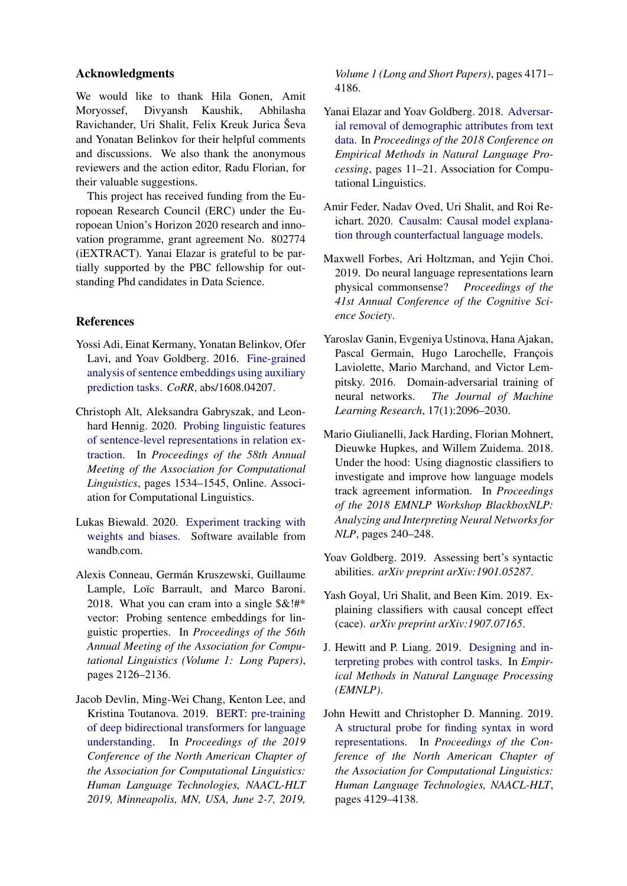## Acknowledgments

We would like to thank Hila Gonen, Amit Moryossef, Divyansh Kaushik, Abhilasha Ravichander, Uri Shalit, Felix Kreuk Jurica Ševa and Yonatan Belinkov for their helpful comments and discussions. We also thank the anonymous reviewers and the action editor, Radu Florian, for their valuable suggestions.

This project has received funding from the European Research Council (ERC) under the European Union's Horizon 2020 research and innovation programme, grant agreement No. 802774 (iEXTRACT). Yanai Elazar is grateful to be partially supported by the PBC fellowship for outstanding Phd candidates in Data Science.

## References

Yossi Adi, Einat Kermany, Yonatan Belinkov, Ofer Lavi, and Yoav Goldberg. 2016. Fine-grained analysis of sentence embeddings using auxiliary prediction tasks. *CoRR*, abs/1608.04207.

Christoph Alt, Aleksandra Gabryszak, and Leonhard Hennig. 2020. Probing linguistic features of sentence-level representations in relation extraction. In *Proceedings of the 58th Annual Meeting of the Association for Computational Linguistics*, pages 1534–1545, Online. Association for Computational Linguistics.

Lukas Biewald. 2020. Experiment tracking with weights and biases. Software available from wandb.com.

Alexis Conneau, Germán Kruszewski, Guillaume Lample, Loïc Barrault, and Marco Baroni. 2018. What you can cram into a single $&!#* vector: Probing sentence embeddings for linguistic properties. In *Proceedings of the 56th Annual Meeting of the Association for Computational Linguistics (Volume 1: Long Papers)*, pages 2126–2136.

Jacob Devlin, Ming-Wei Chang, Kenton Lee, and Kristina Toutanova. 2019. BERT: pre-training of deep bidirectional transformers for language understanding. In *Proceedings of the 2019 Conference of the North American Chapter of the Association for Computational Linguistics: Human Language Technologies, NAACL-HLT 2019, Minneapolis, MN, USA, June 2-7, 2019, Volume 1 (Long and Short Papers)*, pages 4171–4186.

Yanai Elazar and Yoav Goldberg. 2018. Adversarial removal of demographic attributes from text data. In *Proceedings of the 2018 Conference on Empirical Methods in Natural Language Processing*, pages 11–21. Association for Computational Linguistics.

Amir Feder, Nadav Oved, Uri Shalit, and Roi Reichart. 2020. Causalm: Causal model explanation through counterfactual language models.

Maxwell Forbes, Ari Holtzman, and Yejin Choi. 2019. Do neural language representations learn physical commonsense? *Proceedings of the 41st Annual Conference of the Cognitive Science Society*.

Yaroslav Ganin, Evgeniya Ustinova, Hana Ajakan, Pascal Germain, Hugo Larochelle, François Laviolette, Mario Marchand, and Victor Lempitsky. 2016. Domain-adversarial training of neural networks. *The Journal of Machine Learning Research*, 17(1):2096–2030.

Mario Giulianelli, Jack Harding, Florian Mohnert, Dieuwke Hupkes, and Willem Zuidema. 2018. Under the hood: Using diagnostic classifiers to investigate and improve how language models track agreement information. In *Proceedings of the 2018 EMNLP Workshop BlackboxNLP: Analyzing and Interpreting Neural Networks for NLP*, pages 240–248.

Yoav Goldberg. 2019. Assessing bert's syntactic abilities. *arXiv preprint arXiv:1901.05287*.

Yash Goyal, Uri Shalit, and Been Kim. 2019. Explaining classifiers with causal concept effect (cace). *arXiv preprint arXiv:1907.07165*.

J. Hewitt and P. Liang. 2019. Designing and interpreting probes with control tasks. In *Empirical Methods in Natural Language Processing (EMNLP)*.

John Hewitt and Christopher D. Manning. 2019. A structural probe for finding syntax in word representations. In *Proceedings of the Conference of the North American Chapter of the Association for Computational Linguistics: Human Language Technologies, NAACL-HLT*, pages 4129–4138.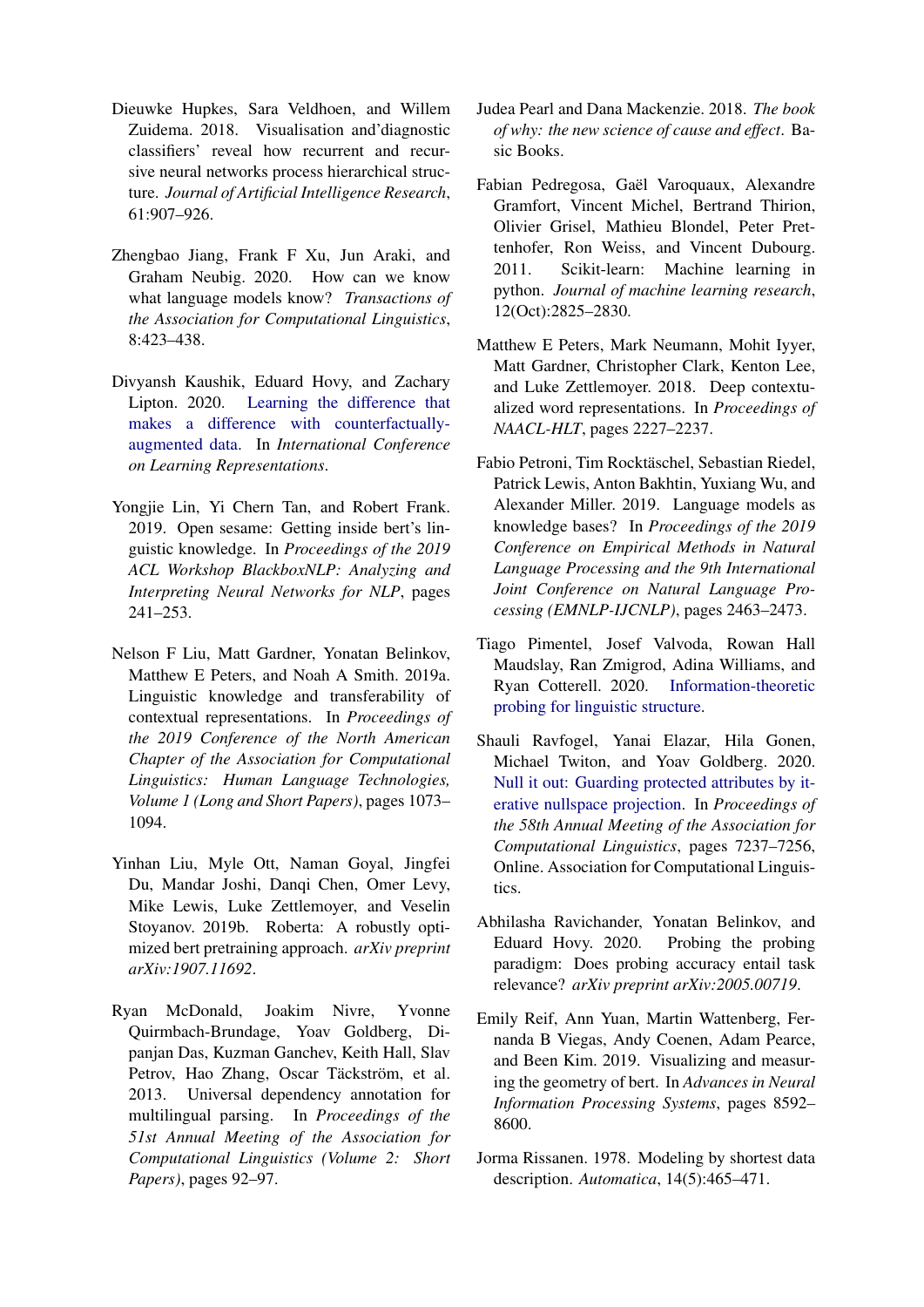Dieuwke Hupkes, Sara Veldhoen, and Willem Zuidema. 2018. Visualisation and'diagnostic classifiers' reveal how recurrent and recursive neural networks process hierarchical structure. *Journal of Artificial Intelligence Research*, 61:907–926.

Zhengbao Jiang, Frank F Xu, Jun Araki, and Graham Neubig. 2020. How can we know what language models know? *Transactions of the Association for Computational Linguistics*, 8:423–438.

Divyansh Kaushik, Eduard Hovy, and Zachary Lipton. 2020. Learning the difference that makes a difference with counterfactually-augmented data. In *International Conference on Learning Representations*.

Yongjie Lin, Yi Chern Tan, and Robert Frank. 2019. Open sesame: Getting inside bert's linguistic knowledge. In *Proceedings of the 2019 ACL Workshop BlackboxNLP: Analyzing and Interpreting Neural Networks for NLP*, pages 241–253.

Nelson F Liu, Matt Gardner, Yonatan Belinkov, Matthew E Peters, and Noah A Smith. 2019a. Linguistic knowledge and transferability of contextual representations. In *Proceedings of the 2019 Conference of the North American Chapter of the Association for Computational Linguistics: Human Language Technologies, Volume 1 (Long and Short Papers)*, pages 1073–1094.

Yinhan Liu, Myle Ott, Naman Goyal, Jingfei Du, Mandar Joshi, Danqi Chen, Omer Levy, Mike Lewis, Luke Zettlemoyer, and Veselin Stoyanov. 2019b. Roberta: A robustly optimized bert pretraining approach. *arXiv preprint arXiv:1907.11692*.

Ryan McDonald, Joakim Nivre, Yvonne Quirmbach-Brundage, Yoav Goldberg, Dipanjan Das, Kuzman Ganchev, Keith Hall, Slav Petrov, Hao Zhang, Oscar Täckström, et al. 2013. Universal dependency annotation for multilingual parsing. In *Proceedings of the 51st Annual Meeting of the Association for Computational Linguistics (Volume 2: Short Papers)*, pages 92–97.

Judea Pearl and Dana Mackenzie. 2018. *The book of why: the new science of cause and effect*. Basic Books.

Fabian Pedregosa, Gaël Varoquaux, Alexandre Gramfort, Vincent Michel, Bertrand Thirion, Olivier Grisel, Mathieu Blondel, Peter Prettenhofer, Ron Weiss, and Vincent Dubourg. 2011. Scikit-learn: Machine learning in python. *Journal of machine learning research*, 12(Oct):2825–2830.

Matthew E Peters, Mark Neumann, Mohit Iyyer, Matt Gardner, Christopher Clark, Kenton Lee, and Luke Zettlemoyer. 2018. Deep contextualized word representations. In *Proceedings of NAACL-HLT*, pages 2227–2237.

Fabio Petroni, Tim Rocktäschel, Sebastian Riedel, Patrick Lewis, Anton Bakhtin, Yuxiang Wu, and Alexander Miller. 2019. Language models as knowledge bases? In *Proceedings of the 2019 Conference on Empirical Methods in Natural Language Processing and the 9th International Joint Conference on Natural Language Processing (EMNLP-IJCNLP)*, pages 2463–2473.

Tiago Pimentel, Josef Valvoda, Rowan Hall Maudslay, Ran Zmigrod, Adina Williams, and Ryan Cotterell. 2020. Information-theoretic probing for linguistic structure.

Shauli Ravfogel, Yanai Elazar, Hila Gonen, Michael Twiton, and Yoav Goldberg. 2020. Null it out: Guarding protected attributes by iterative nullspace projection. In *Proceedings of the 58th Annual Meeting of the Association for Computational Linguistics*, pages 7237–7256, Online. Association for Computational Linguistics.

Abhilasha Ravichander, Yonatan Belinkov, and Eduard Hovy. 2020. Probing the probing paradigm: Does probing accuracy entail task relevance? *arXiv preprint arXiv:2005.00719*.

Emily Reif, Ann Yuan, Martin Wattenberg, Fernanda B Viegas, Andy Coenen, Adam Pearce, and Been Kim. 2019. Visualizing and measuring the geometry of bert. In *Advances in Neural Information Processing Systems*, pages 8592–8600.

Jorma Rissanen. 1978. Modeling by shortest data description. *Automatica*, 14(5):465–471.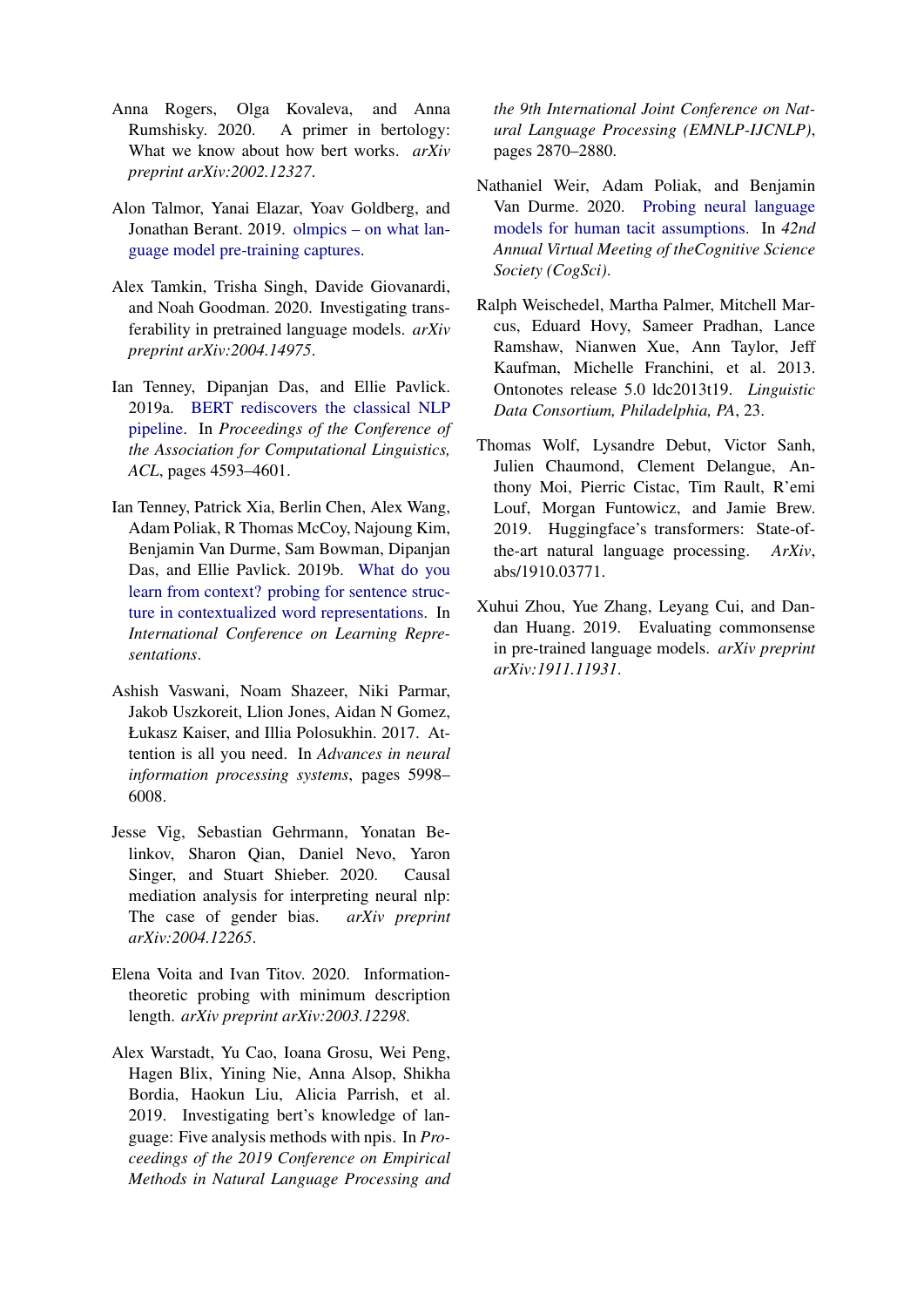Anna Rogers, Olga Kovaleva, and Anna Rumshisky. 2020. A primer in bertology: What we know about how bert works. *arXiv preprint arXiv:2002.12327*.

Alon Talmor, Yanai Elazar, Yoav Goldberg, and Jonathan Berant. 2019. olmpics – on what language model pre-training captures.

Alex Tamkin, Trisha Singh, Davide Giovanardi, and Noah Goodman. 2020. Investigating transferability in pretrained language models. *arXiv preprint arXiv:2004.14975*.

Ian Tenney, Dipanjan Das, and Ellie Pavlick. 2019a. BERT rediscovers the classical NLP pipeline. In *Proceedings of the Conference of the Association for Computational Linguistics, ACL*, pages 4593–4601.

Ian Tenney, Patrick Xia, Berlin Chen, Alex Wang, Adam Poliak, R Thomas McCoy, Najoung Kim, Benjamin Van Durme, Sam Bowman, Dipanjan Das, and Ellie Pavlick. 2019b. What do you learn from context? probing for sentence structure in contextualized word representations. In *International Conference on Learning Representations*.

Ashish Vaswani, Noam Shazeer, Niki Parmar, Jakob Uszkoreit, Llion Jones, Aidan N Gomez, Łukasz Kaiser, and Illia Polosukhin. 2017. Attention is all you need. In *Advances in neural information processing systems*, pages 5998–6008.

Jesse Vig, Sebastian Gehrmann, Yonatan Belinkov, Sharon Qian, Daniel Nevo, Yaron Singer, and Stuart Shieber. 2020. Causal mediation analysis for interpreting neural nlp: The case of gender bias. *arXiv preprint arXiv:2004.12265*.

Elena Voita and Ivan Titov. 2020. Information-theoretic probing with minimum description length. *arXiv preprint arXiv:2003.12298*.

Alex Warstadt, Yu Cao, Ioana Grosu, Wei Peng, Hagen Blix, Yining Nie, Anna Alsop, Shikha Bordia, Haokun Liu, Alicia Parrish, et al. 2019. Investigating bert's knowledge of language: Five analysis methods with npis. In *Proceedings of the 2019 Conference on Empirical Methods in Natural Language Processing and the 9th International Joint Conference on Natural Language Processing (EMNLP-IJCNLP)*, pages 2870–2880.

Nathaniel Weir, Adam Poliak, and Benjamin Van Durme. 2020. Probing neural language models for human tacit assumptions. In *42nd Annual Virtual Meeting of theCognitive Science Society (CogSci)*.

Ralph Weischedel, Martha Palmer, Mitchell Marcus, Eduard Hovy, Sameer Pradhan, Lance Ramshaw, Nianwen Xue, Ann Taylor, Jeff Kaufman, Michelle Franchini, et al. 2013. Ontonotes release 5.0 ldc2013t19. *Linguistic Data Consortium, Philadelphia, PA*, 23.

Thomas Wolf, Lysandre Debut, Victor Sanh, Julien Chaumond, Clement Delangue, Anthony Moi, Pierric Cistac, Tim Rault, R'emi Louf, Morgan Funtowicz, and Jamie Brew. 2019. Huggingface's transformers: State-of-the-art natural language processing. *ArXiv*, abs/1910.03771.

Xuhui Zhou, Yue Zhang, Leyang Cui, and Dandan Huang. 2019. Evaluating commonsense in pre-trained language models. *arXiv preprint arXiv:1911.11931*.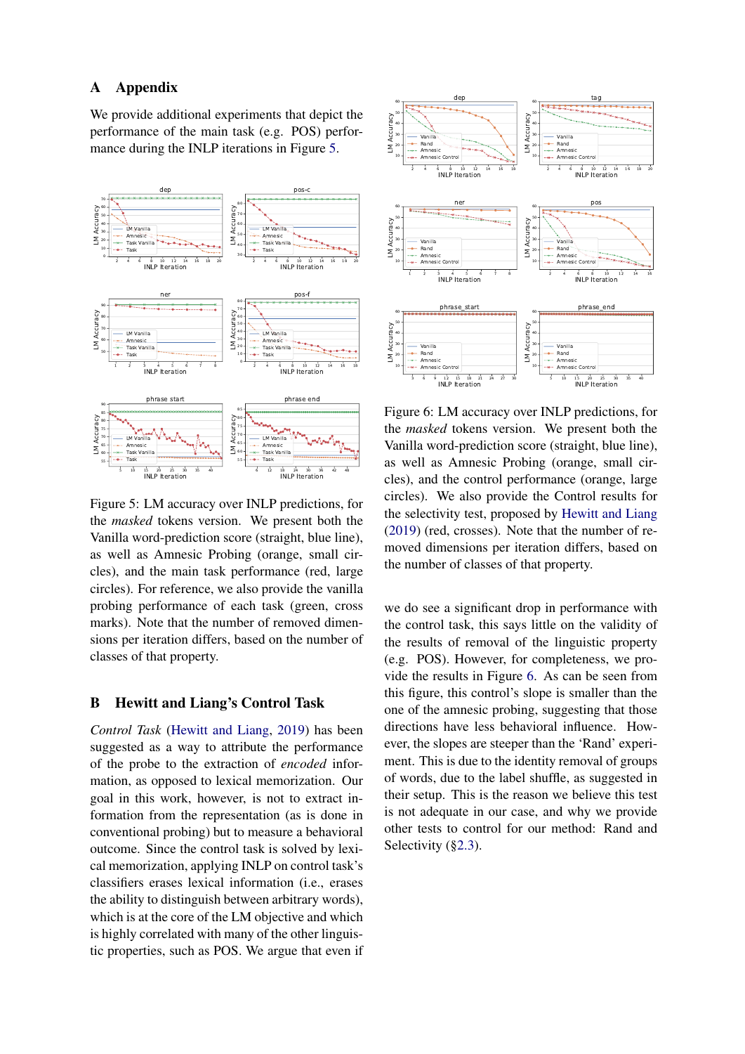# A Appendix

We provide additional experiments that depict the performance of the main task (e.g. POS) performance during the INLP iterations in Figure 5.

dep
pos-c
ner
pos-f
phrase start
phrase end
LM Accuracy
INLP Iteration
LM Vanilla
Amnesic
Task Vanilla
Task

Figure 5: LM accuracy over INLP predictions, for the *masked* tokens version. We present both the Vanilla word-prediction score (straight, blue line), as well as Amnesic Probing (orange, small circles), and the main task performance (red, large circles). For reference, we also provide the vanilla probing performance of each task (green, cross marks). Note that the number of removed dimensions per iteration differs, based on the number of classes of that property.

# B Hewitt and Liang's Control Task

*Control Task* (Hewitt and Liang, 2019) has been suggested as a way to attribute the performance of the probe to the extraction of *encoded* information, as opposed to lexical memorization. Our goal in this work, however, is not to extract information from the representation (as is done in conventional probing) but to measure a behavioral outcome. Since the control task is solved by lexical memorization, applying INLP on control task's classifiers erases lexical information (i.e., erases the ability to distinguish between arbitrary words), which is at the core of the LM objective and which is highly correlated with many of the other linguistic properties, such as POS. We argue that even if we do see a significant drop in performance with the control task, this says little on the validity of the results of removal of the linguistic property (e.g. POS). However, for completeness, we provide the results in Figure 6. As can be seen from this figure, this control's slope is smaller than the one of the amnesic probing, suggesting that those directions have less behavioral influence. However, the slopes are steeper than the 'Rand' experiment. This is due to the identity removal of groups of words, due to the label shuffle, as suggested in their setup. This is the reason we believe this test is not adequate in our case, and why we provide other tests to control for our method: Rand and Selectivity (§2.3).

dep
tag
ner
pos
phrase_start
phrase_end
LM Accuracy
INLP Iteration
Vanilla
Rand
Amnesic
Amnesic Control

Figure 6: LM accuracy over INLP predictions, for the *masked* tokens version. We present both the Vanilla word-prediction score (straight, blue line), as well as Amnesic Probing (orange, small circles), and the control performance (orange, large circles). We also provide the Control results for the selectivity test, proposed by Hewitt and Liang (2019) (red, crosses). Note that the number of removed dimensions per iteration differs, based on the number of classes of that property.